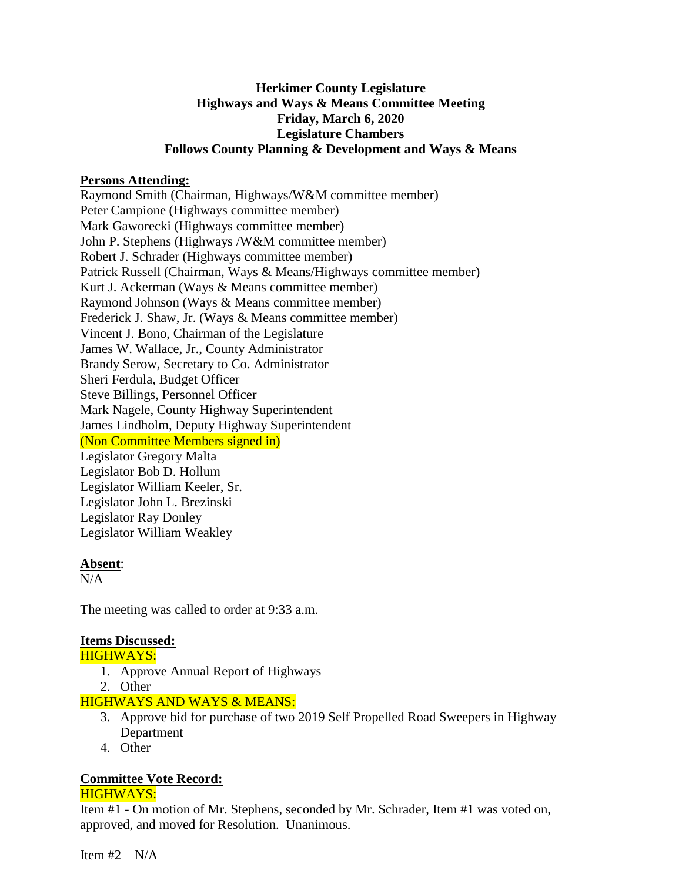**Herkimer County Legislature**
**Highways and Ways & Means Committee Meeting**
**Friday, March 6, 2020**
**Legislature Chambers**
**Follows County Planning & Development and Ways & Means**

**Persons Attending:**

Raymond Smith (Chairman, Highways/W&M committee member)
Peter Campione (Highways committee member)
Mark Gaworecki (Highways committee member)
John P. Stephens (Highways /W&M committee member)
Robert J. Schrader (Highways committee member)
Patrick Russell (Chairman, Ways & Means/Highways committee member)
Kurt J. Ackerman (Ways & Means committee member)
Raymond Johnson (Ways & Means committee member)
Frederick J. Shaw, Jr. (Ways & Means committee member)
Vincent J. Bono, Chairman of the Legislature
James W. Wallace, Jr., County Administrator
Brandy Serow, Secretary to Co. Administrator
Sheri Ferdula, Budget Officer
Steve Billings, Personnel Officer
Mark Nagele, County Highway Superintendent
James Lindholm, Deputy Highway Superintendent
(Non Committee Members signed in)
Legislator Gregory Malta
Legislator Bob D. Hollum
Legislator William Keeler, Sr.
Legislator John L. Brezinski
Legislator Ray Donley
Legislator William Weakley

**Absent**:
N/A

The meeting was called to order at 9:33 a.m.

**Items Discussed:**

HIGHWAYS:

1. Approve Annual Report of Highways
2. Other

HIGHWAYS AND WAYS & MEANS:

3. Approve bid for purchase of two 2019 Self Propelled Road Sweepers in Highway Department
4. Other

**Committee Vote Record:**

HIGHWAYS:

Item #1 - On motion of Mr. Stephens, seconded by Mr. Schrader, Item #1 was voted on, approved, and moved for Resolution. Unanimous.

Item #2 – N/A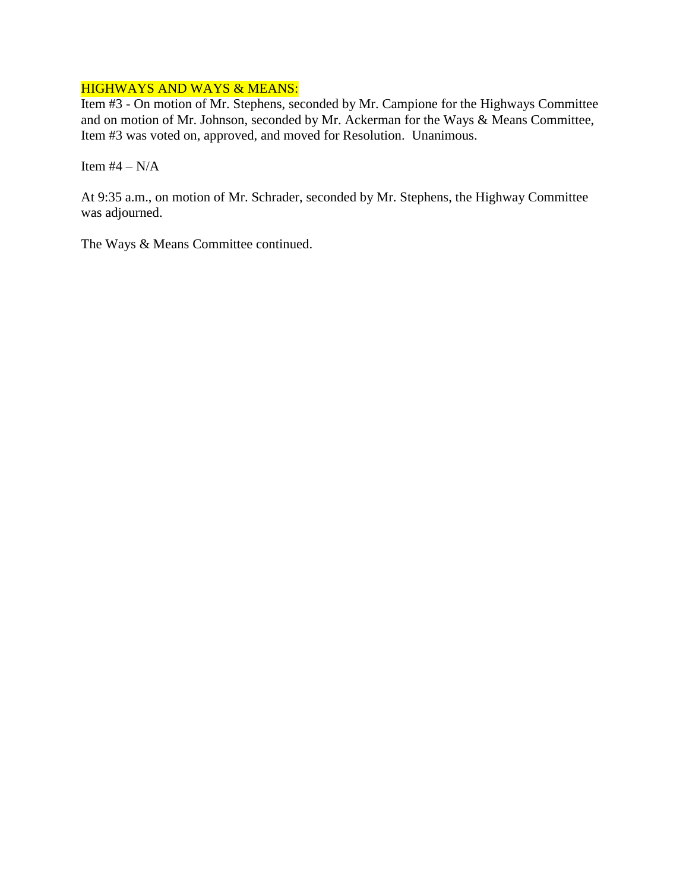HIGHWAYS AND WAYS & MEANS:

Item #3 - On motion of Mr. Stephens, seconded by Mr. Campione for the Highways Committee and on motion of Mr. Johnson, seconded by Mr. Ackerman for the Ways & Means Committee, Item #3 was voted on, approved, and moved for Resolution. Unanimous.

Item #4 – N/A

At 9:35 a.m., on motion of Mr. Schrader, seconded by Mr. Stephens, the Highway Committee was adjourned.

The Ways & Means Committee continued.